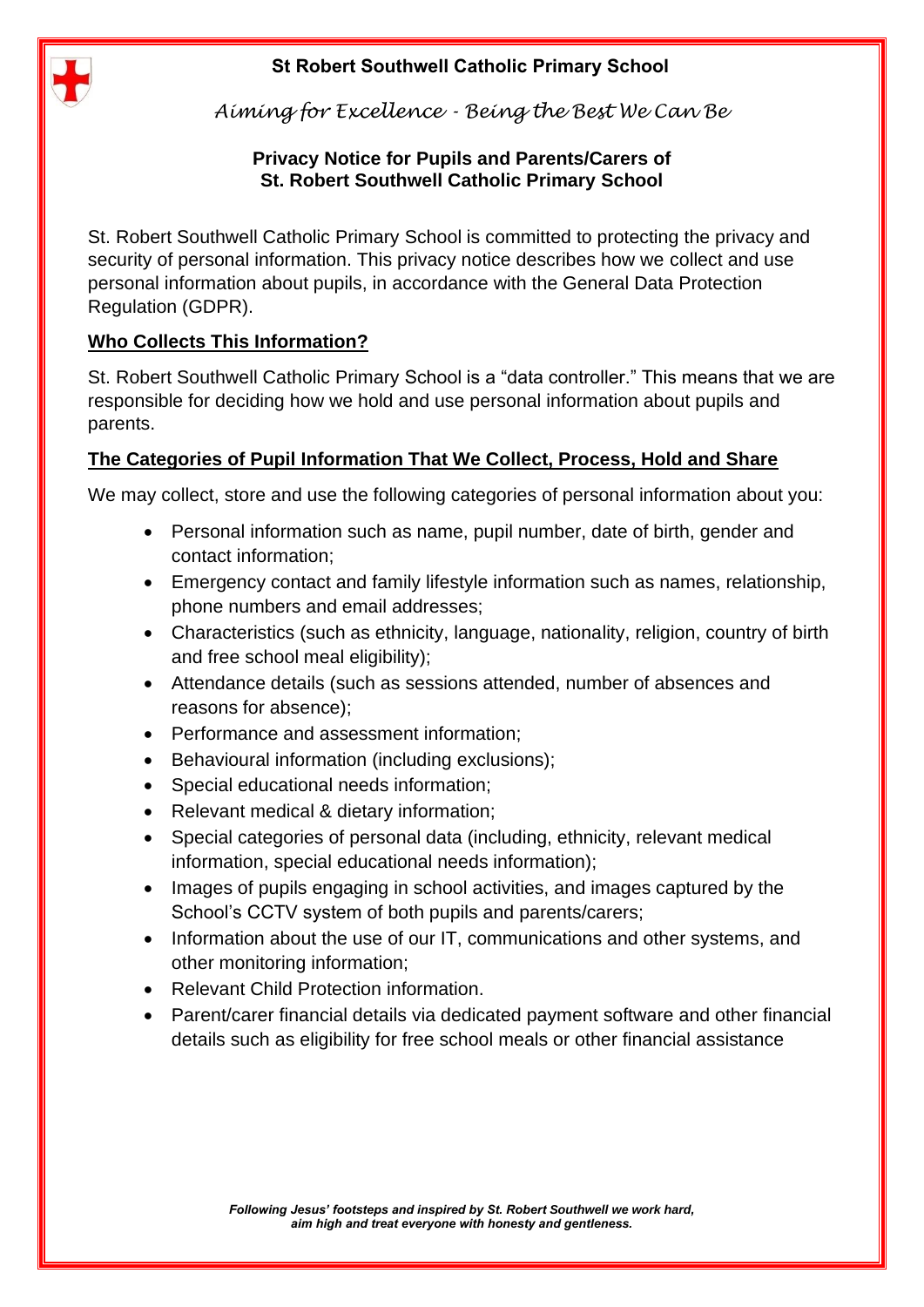**St Robert Southwell Catholic Primary School**

*Aiming for Excellence - Being the Best We Can Be*

# Privacy Notice for Pupils and Parents/Carers of St. Robert Southwell Catholic Primary School

St. Robert Southwell Catholic Primary School is committed to protecting the privacy and security of personal information. This privacy notice describes how we collect and use personal information about pupils, in accordance with the General Data Protection Regulation (GDPR).

## Who Collects This Information?

St. Robert Southwell Catholic Primary School is a "data controller." This means that we are responsible for deciding how we hold and use personal information about pupils and parents.

## The Categories of Pupil Information That We Collect, Process, Hold and Share

We may collect, store and use the following categories of personal information about you:

- Personal information such as name, pupil number, date of birth, gender and contact information;
- Emergency contact and family lifestyle information such as names, relationship, phone numbers and email addresses;
- Characteristics (such as ethnicity, language, nationality, religion, country of birth and free school meal eligibility);
- Attendance details (such as sessions attended, number of absences and reasons for absence);
- Performance and assessment information;
- Behavioural information (including exclusions);
- Special educational needs information;
- Relevant medical & dietary information;
- Special categories of personal data (including, ethnicity, relevant medical information, special educational needs information);
- Images of pupils engaging in school activities, and images captured by the School's CCTV system of both pupils and parents/carers;
- Information about the use of our IT, communications and other systems, and other monitoring information;
- Relevant Child Protection information.
- Parent/carer financial details via dedicated payment software and other financial details such as eligibility for free school meals or other financial assistance

*Following Jesus' footsteps and inspired by St. Robert Southwell we work hard, aim high and treat everyone with honesty and gentleness.*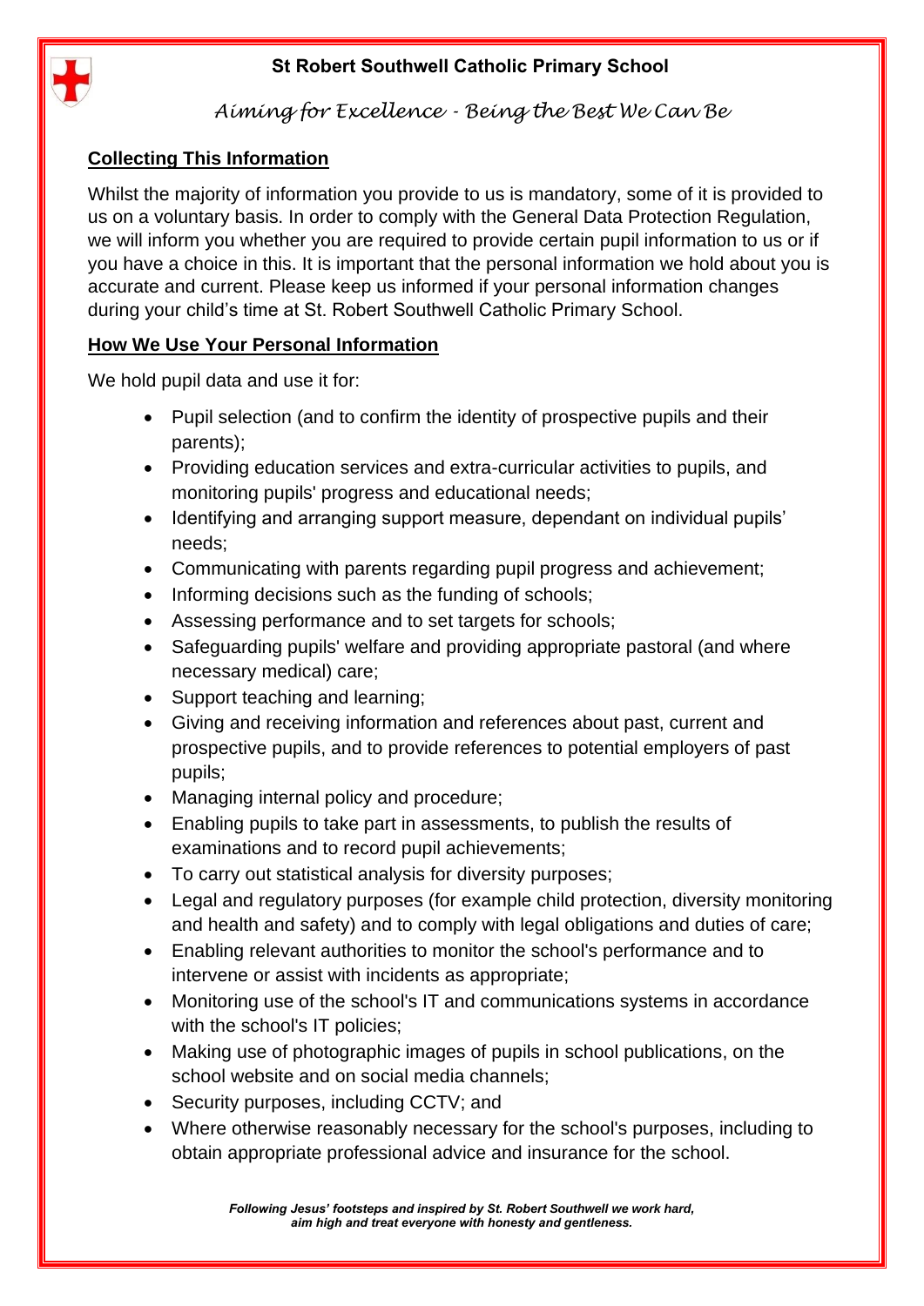## Collecting This Information

Whilst the majority of information you provide to us is mandatory, some of it is provided to us on a voluntary basis. In order to comply with the General Data Protection Regulation, we will inform you whether you are required to provide certain pupil information to us or if you have a choice in this. It is important that the personal information we hold about you is accurate and current. Please keep us informed if your personal information changes during your child's time at St. Robert Southwell Catholic Primary School.

## How We Use Your Personal Information

We hold pupil data and use it for:

- Pupil selection (and to confirm the identity of prospective pupils and their parents);
- Providing education services and extra-curricular activities to pupils, and monitoring pupils' progress and educational needs;
- Identifying and arranging support measure, dependant on individual pupils' needs;
- Communicating with parents regarding pupil progress and achievement;
- Informing decisions such as the funding of schools;
- Assessing performance and to set targets for schools;
- Safeguarding pupils' welfare and providing appropriate pastoral (and where necessary medical) care;
- Support teaching and learning;
- Giving and receiving information and references about past, current and prospective pupils, and to provide references to potential employers of past pupils;
- Managing internal policy and procedure;
- Enabling pupils to take part in assessments, to publish the results of examinations and to record pupil achievements;
- To carry out statistical analysis for diversity purposes;
- Legal and regulatory purposes (for example child protection, diversity monitoring and health and safety) and to comply with legal obligations and duties of care;
- Enabling relevant authorities to monitor the school's performance and to intervene or assist with incidents as appropriate;
- Monitoring use of the school's IT and communications systems in accordance with the school's IT policies;
- Making use of photographic images of pupils in school publications, on the school website and on social media channels;
- Security purposes, including CCTV; and
- Where otherwise reasonably necessary for the school's purposes, including to obtain appropriate professional advice and insurance for the school.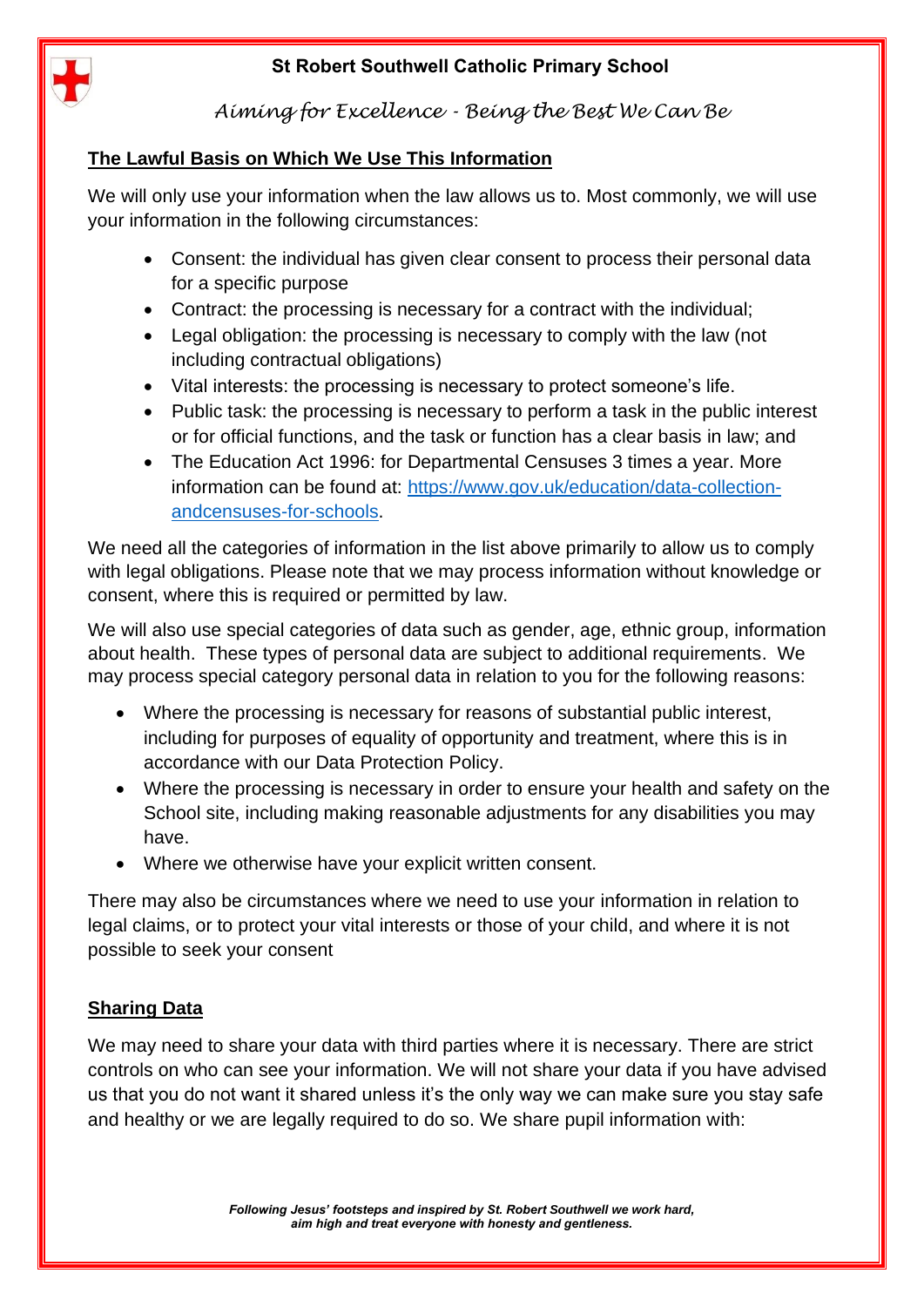## The Lawful Basis on Which We Use This Information

We will only use your information when the law allows us to. Most commonly, we will use your information in the following circumstances:

- Consent: the individual has given clear consent to process their personal data for a specific purpose
- Contract: the processing is necessary for a contract with the individual;
- Legal obligation: the processing is necessary to comply with the law (not including contractual obligations)
- Vital interests: the processing is necessary to protect someone's life.
- Public task: the processing is necessary to perform a task in the public interest or for official functions, and the task or function has a clear basis in law; and
- The Education Act 1996: for Departmental Censuses 3 times a year. More information can be found at: [https://www.gov.uk/education/data-collection-andcensuses-for-schools](https://www.gov.uk/education/data-collection-andcensuses-for-schools).

We need all the categories of information in the list above primarily to allow us to comply with legal obligations. Please note that we may process information without knowledge or consent, where this is required or permitted by law.

We will also use special categories of data such as gender, age, ethnic group, information about health. These types of personal data are subject to additional requirements. We may process special category personal data in relation to you for the following reasons:

- Where the processing is necessary for reasons of substantial public interest, including for purposes of equality of opportunity and treatment, where this is in accordance with our Data Protection Policy.
- Where the processing is necessary in order to ensure your health and safety on the School site, including making reasonable adjustments for any disabilities you may have.
- Where we otherwise have your explicit written consent.

There may also be circumstances where we need to use your information in relation to legal claims, or to protect your vital interests or those of your child, and where it is not possible to seek your consent

## Sharing Data

We may need to share your data with third parties where it is necessary. There are strict controls on who can see your information. We will not share your data if you have advised us that you do not want it shared unless it's the only way we can make sure you stay safe and healthy or we are legally required to do so. We share pupil information with: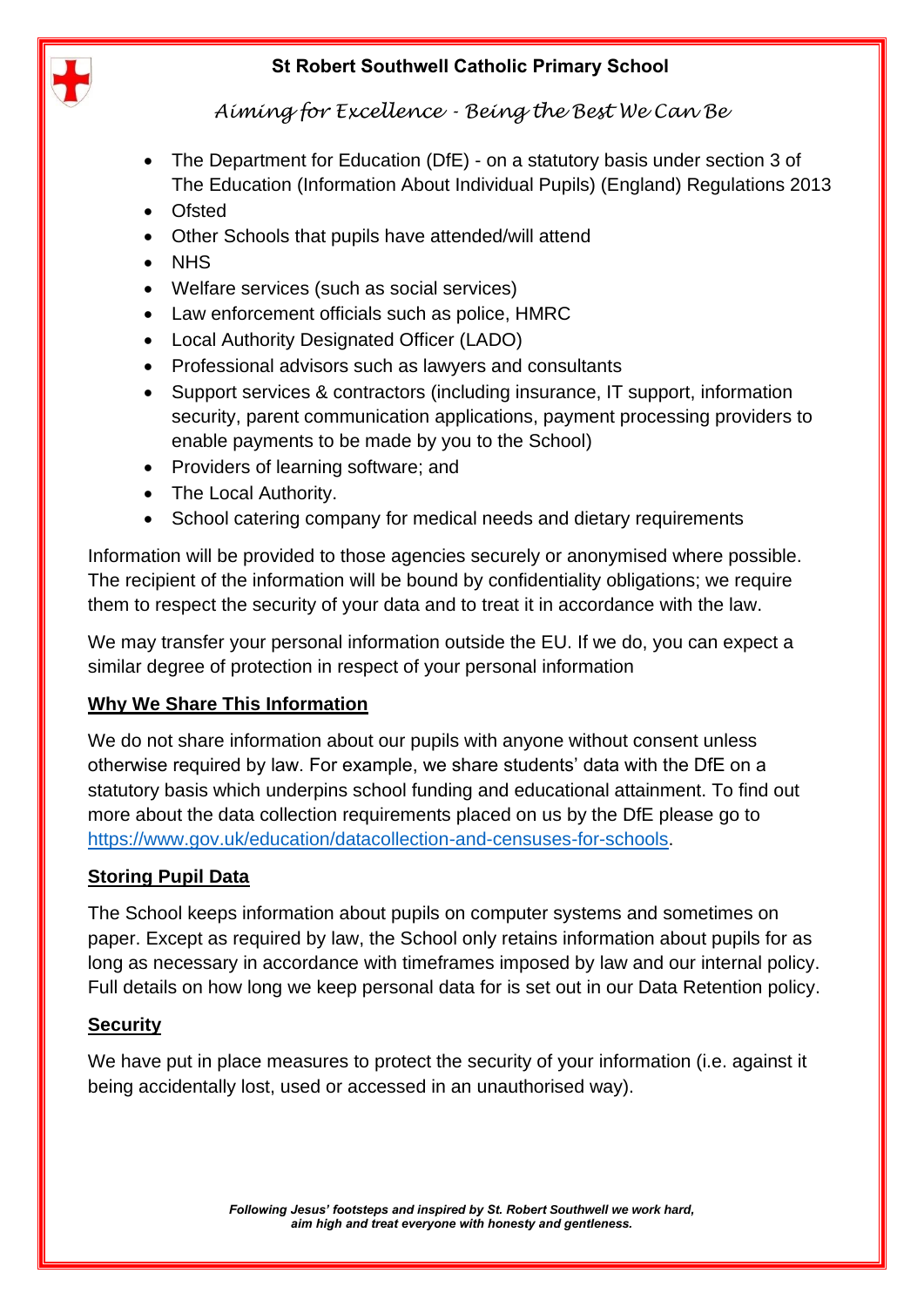- The Department for Education (DfE) - on a statutory basis under section 3 of The Education (Information About Individual Pupils) (England) Regulations 2013
- Ofsted
- Other Schools that pupils have attended/will attend
- NHS
- Welfare services (such as social services)
- Law enforcement officials such as police, HMRC
- Local Authority Designated Officer (LADO)
- Professional advisors such as lawyers and consultants
- Support services & contractors (including insurance, IT support, information security, parent communication applications, payment processing providers to enable payments to be made by you to the School)
- Providers of learning software; and
- The Local Authority.
- School catering company for medical needs and dietary requirements

Information will be provided to those agencies securely or anonymised where possible. The recipient of the information will be bound by confidentiality obligations; we require them to respect the security of your data and to treat it in accordance with the law.

We may transfer your personal information outside the EU. If we do, you can expect a similar degree of protection in respect of your personal information

## Why We Share This Information

We do not share information about our pupils with anyone without consent unless otherwise required by law. For example, we share students' data with the DfE on a statutory basis which underpins school funding and educational attainment. To find out more about the data collection requirements placed on us by the DfE please go to https://www.gov.uk/education/datacollection-and-censuses-for-schools.

## Storing Pupil Data

The School keeps information about pupils on computer systems and sometimes on paper. Except as required by law, the School only retains information about pupils for as long as necessary in accordance with timeframes imposed by law and our internal policy. Full details on how long we keep personal data for is set out in our Data Retention policy.

## Security

We have put in place measures to protect the security of your information (i.e. against it being accidentally lost, used or accessed in an unauthorised way).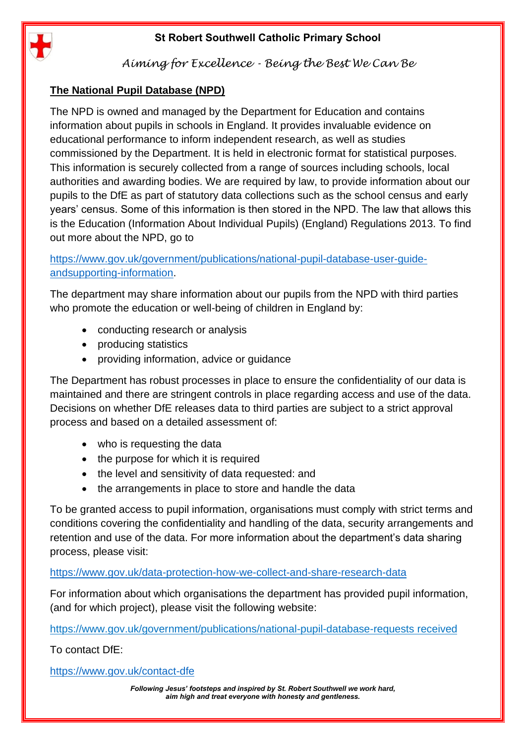## The National Pupil Database (NPD)

The NPD is owned and managed by the Department for Education and contains information about pupils in schools in England. It provides invaluable evidence on educational performance to inform independent research, as well as studies commissioned by the Department. It is held in electronic format for statistical purposes. This information is securely collected from a range of sources including schools, local authorities and awarding bodies. We are required by law, to provide information about our pupils to the DfE as part of statutory data collections such as the school census and early years' census. Some of this information is then stored in the NPD. The law that allows this is the Education (Information About Individual Pupils) (England) Regulations 2013. To find out more about the NPD, go to

https://www.gov.uk/government/publications/national-pupil-database-user-guide-andsupporting-information.

The department may share information about our pupils from the NPD with third parties who promote the education or well-being of children in England by:

- conducting research or analysis
- producing statistics
- providing information, advice or guidance

The Department has robust processes in place to ensure the confidentiality of our data is maintained and there are stringent controls in place regarding access and use of the data. Decisions on whether DfE releases data to third parties are subject to a strict approval process and based on a detailed assessment of:

- who is requesting the data
- the purpose for which it is required
- the level and sensitivity of data requested: and
- the arrangements in place to store and handle the data

To be granted access to pupil information, organisations must comply with strict terms and conditions covering the confidentiality and handling of the data, security arrangements and retention and use of the data. For more information about the department's data sharing process, please visit:

https://www.gov.uk/data-protection-how-we-collect-and-share-research-data

For information about which organisations the department has provided pupil information, (and for which project), please visit the following website:

https://www.gov.uk/government/publications/national-pupil-database-requests received

To contact DfE:

https://www.gov.uk/contact-dfe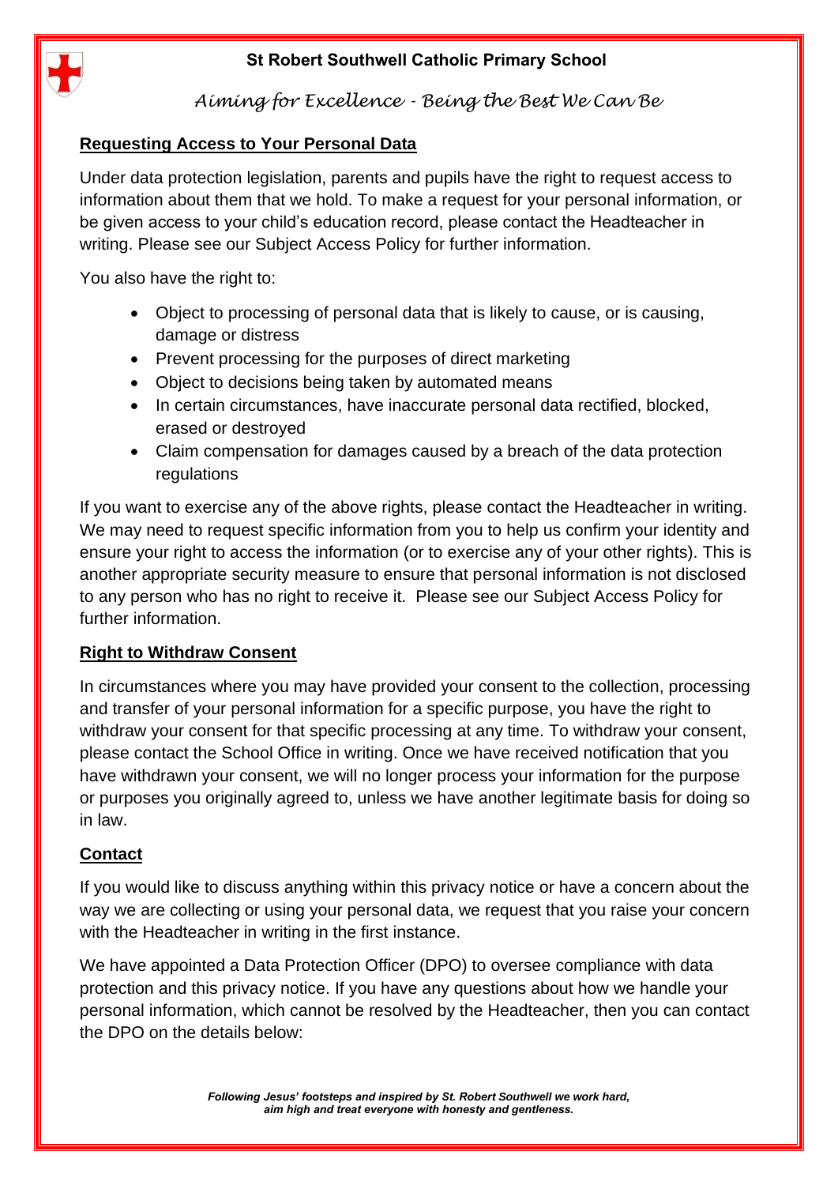## Requesting Access to Your Personal Data

Under data protection legislation, parents and pupils have the right to request access to information about them that we hold. To make a request for your personal information, or be given access to your child's education record, please contact the Headteacher in writing. Please see our Subject Access Policy for further information.

You also have the right to:

- Object to processing of personal data that is likely to cause, or is causing, damage or distress
- Prevent processing for the purposes of direct marketing
- Object to decisions being taken by automated means
- In certain circumstances, have inaccurate personal data rectified, blocked, erased or destroyed
- Claim compensation for damages caused by a breach of the data protection regulations

If you want to exercise any of the above rights, please contact the Headteacher in writing. We may need to request specific information from you to help us confirm your identity and ensure your right to access the information (or to exercise any of your other rights). This is another appropriate security measure to ensure that personal information is not disclosed to any person who has no right to receive it. Please see our Subject Access Policy for further information.

## Right to Withdraw Consent

In circumstances where you may have provided your consent to the collection, processing and transfer of your personal information for a specific purpose, you have the right to withdraw your consent for that specific processing at any time. To withdraw your consent, please contact the School Office in writing. Once we have received notification that you have withdrawn your consent, we will no longer process your information for the purpose or purposes you originally agreed to, unless we have another legitimate basis for doing so in law.

## Contact

If you would like to discuss anything within this privacy notice or have a concern about the way we are collecting or using your personal data, we request that you raise your concern with the Headteacher in writing in the first instance.

We have appointed a Data Protection Officer (DPO) to oversee compliance with data protection and this privacy notice. If you have any questions about how we handle your personal information, which cannot be resolved by the Headteacher, then you can contact the DPO on the details below: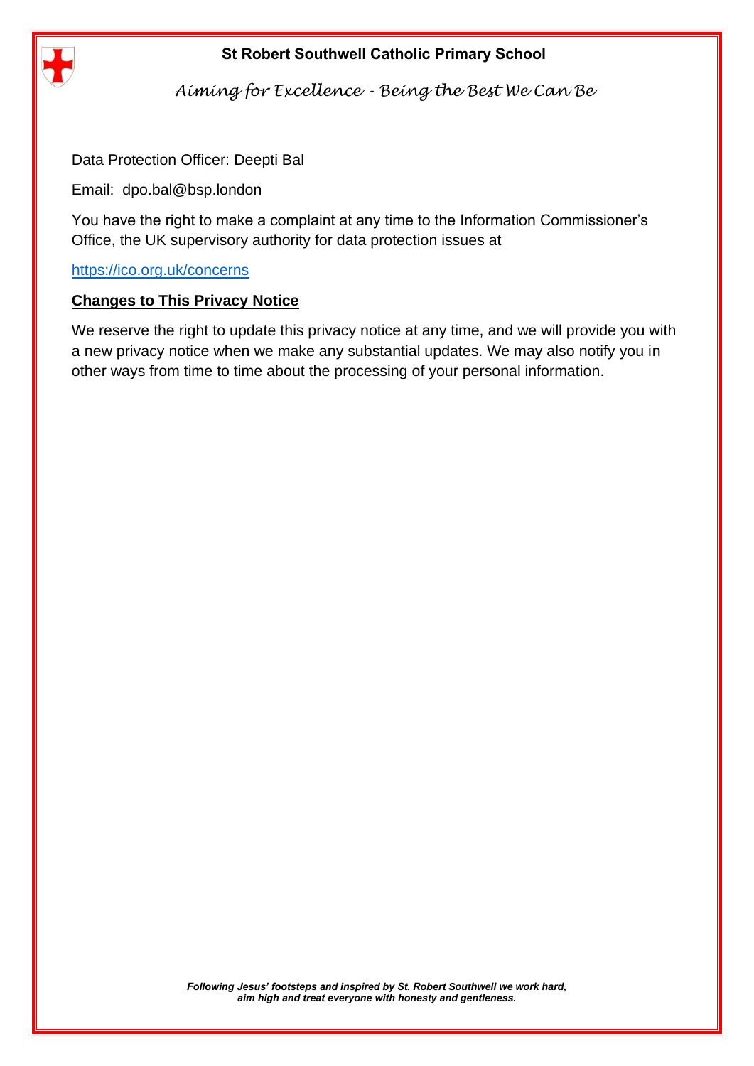Data Protection Officer: Deepti Bal

Email: dpo.bal@bsp.london

You have the right to make a complaint at any time to the Information Commissioner's Office, the UK supervisory authority for data protection issues at

https://ico.org.uk/concerns

**Changes to This Privacy Notice**

We reserve the right to update this privacy notice at any time, and we will provide you with a new privacy notice when we make any substantial updates. We may also notify you in other ways from time to time about the processing of your personal information.